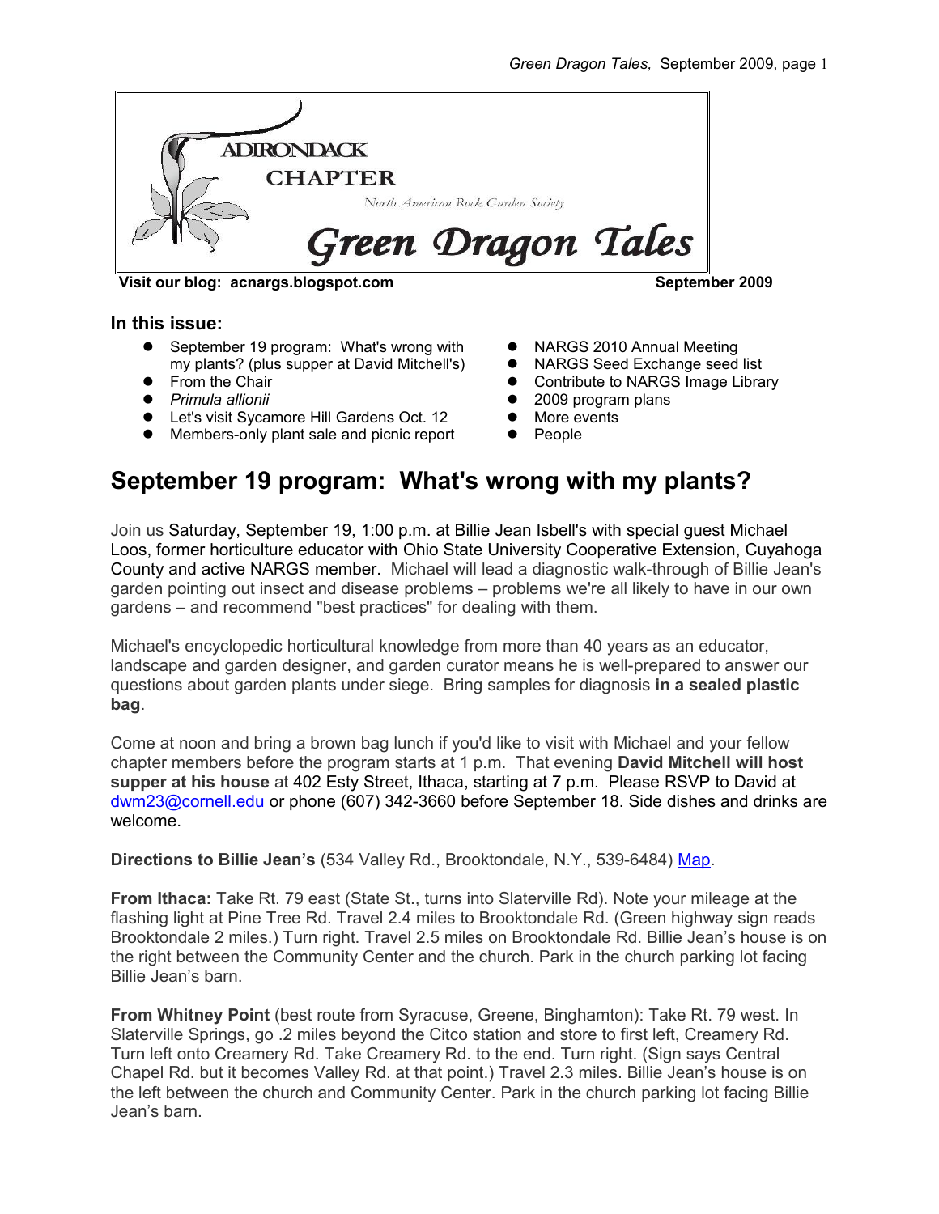ADIRONDACK CHAPTER

North American Rock Garden Society

# Green Dragon Tales

**Visit our blog: acnargs.blogspot.com** **September 2009**

### In this issue:

- September 19 program: What's wrong with my plants? (plus supper at David Mitchell's)
- From the Chair
- *Primula allionii*
- Let's visit Sycamore Hill Gardens Oct. 12
- Members-only plant sale and picnic report
- NARGS 2010 Annual Meeting
- NARGS Seed Exchange seed list
- Contribute to NARGS Image Library
- 2009 program plans
- More events
- People

## September 19 program: What's wrong with my plants?

Join us Saturday, September 19, 1:00 p.m. at Billie Jean Isbell's with special guest Michael Loos, former horticulture educator with Ohio State University Cooperative Extension, Cuyahoga County and active NARGS member. Michael will lead a diagnostic walk-through of Billie Jean's garden pointing out insect and disease problems – problems we're all likely to have in our own gardens – and recommend "best practices" for dealing with them.

Michael's encyclopedic horticultural knowledge from more than 40 years as an educator, landscape and garden designer, and garden curator means he is well-prepared to answer our questions about garden plants under siege. Bring samples for diagnosis **in a sealed plastic bag**.

Come at noon and bring a brown bag lunch if you'd like to visit with Michael and your fellow chapter members before the program starts at 1 p.m. That evening **David Mitchell will host supper at his house** at 402 Esty Street, Ithaca, starting at 7 p.m. Please RSVP to David at dwm23@cornell.edu or phone (607) 342-3660 before September 18. Side dishes and drinks are welcome.

**Directions to Billie Jean's** (534 Valley Rd., Brooktondale, N.Y., 539-6484) Map.

**From Ithaca:** Take Rt. 79 east (State St., turns into Slaterville Rd). Note your mileage at the flashing light at Pine Tree Rd. Travel 2.4 miles to Brooktondale Rd. (Green highway sign reads Brooktondale 2 miles.) Turn right. Travel 2.5 miles on Brooktondale Rd. Billie Jean's house is on the right between the Community Center and the church. Park in the church parking lot facing Billie Jean's barn.

**From Whitney Point** (best route from Syracuse, Greene, Binghamton): Take Rt. 79 west. In Slaterville Springs, go .2 miles beyond the Citco station and store to first left, Creamery Rd. Turn left onto Creamery Rd. Take Creamery Rd. to the end. Turn right. (Sign says Central Chapel Rd. but it becomes Valley Rd. at that point.) Travel 2.3 miles. Billie Jean's house is on the left between the church and Community Center. Park in the church parking lot facing Billie Jean's barn.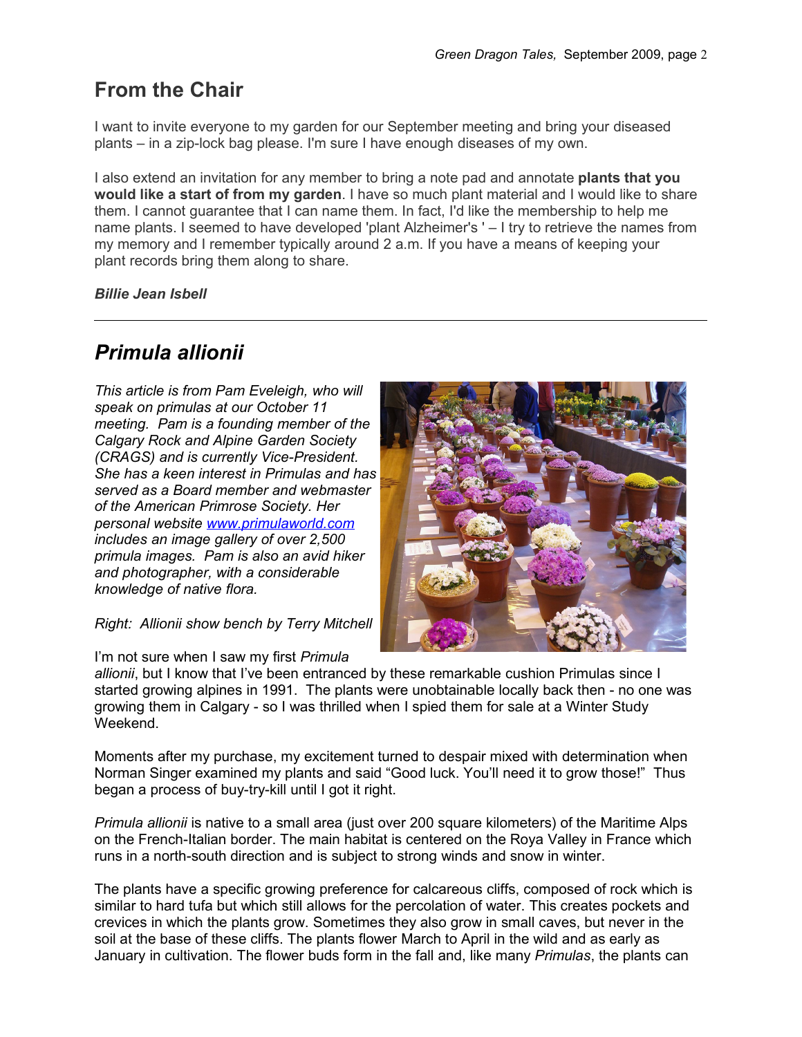## From the Chair

I want to invite everyone to my garden for our September meeting and bring your diseased plants – in a zip-lock bag please. I'm sure I have enough diseases of my own.

I also extend an invitation for any member to bring a note pad and annotate **plants that you would like a start of from my garden**. I have so much plant material and I would like to share them. I cannot guarantee that I can name them. In fact, I'd like the membership to help me name plants. I seemed to have developed 'plant Alzheimer's ' – I try to retrieve the names from my memory and I remember typically around 2 a.m. If you have a means of keeping your plant records bring them along to share.

***Billie Jean Isbell***

---

## *Primula allionii*

*This article is from Pam Eveleigh, who will speak on primulas at our October 11 meeting. Pam is a founding member of the Calgary Rock and Alpine Garden Society (CRAGS) and is currently Vice-President. She has a keen interest in Primulas and has served as a Board member and webmaster of the American Primrose Society. Her personal website [www.primulaworld.com](www.primulaworld.com) includes an image gallery of over 2,500 primula images. Pam is also an avid hiker and photographer, with a considerable knowledge of native flora.*

*Right: Allionii show bench by Terry Mitchell*

I'm not sure when I saw my first *Primula allionii*, but I know that I've been entranced by these remarkable cushion Primulas since I started growing alpines in 1991. The plants were unobtainable locally back then - no one was growing them in Calgary - so I was thrilled when I spied them for sale at a Winter Study Weekend.

Moments after my purchase, my excitement turned to despair mixed with determination when Norman Singer examined my plants and said "Good luck. You'll need it to grow those!" Thus began a process of buy-try-kill until I got it right.

*Primula allionii* is native to a small area (just over 200 square kilometers) of the Maritime Alps on the French-Italian border. The main habitat is centered on the Roya Valley in France which runs in a north-south direction and is subject to strong winds and snow in winter.

The plants have a specific growing preference for calcareous cliffs, composed of rock which is similar to hard tufa but which still allows for the percolation of water. This creates pockets and crevices in which the plants grow. Sometimes they also grow in small caves, but never in the soil at the base of these cliffs. The plants flower March to April in the wild and as early as January in cultivation. The flower buds form in the fall and, like many *Primulas*, the plants can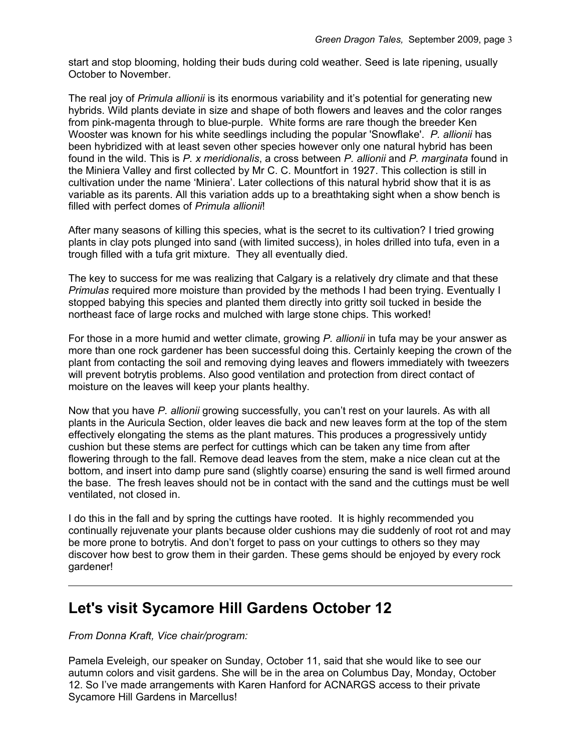start and stop blooming, holding their buds during cold weather. Seed is late ripening, usually October to November.

The real joy of *Primula allionii* is its enormous variability and it's potential for generating new hybrids. Wild plants deviate in size and shape of both flowers and leaves and the color ranges from pink-magenta through to blue-purple. White forms are rare though the breeder Ken Wooster was known for his white seedlings including the popular 'Snowflake'. *P. allionii* has been hybridized with at least seven other species however only one natural hybrid has been found in the wild. This is *P. x meridionalis*, a cross between *P. allionii* and *P. marginata* found in the Miniera Valley and first collected by Mr C. C. Mountfort in 1927. This collection is still in cultivation under the name 'Miniera'. Later collections of this natural hybrid show that it is as variable as its parents. All this variation adds up to a breathtaking sight when a show bench is filled with perfect domes of *Primula allionii*!

After many seasons of killing this species, what is the secret to its cultivation? I tried growing plants in clay pots plunged into sand (with limited success), in holes drilled into tufa, even in a trough filled with a tufa grit mixture. They all eventually died.

The key to success for me was realizing that Calgary is a relatively dry climate and that these *Primulas* required more moisture than provided by the methods I had been trying. Eventually I stopped babying this species and planted them directly into gritty soil tucked in beside the northeast face of large rocks and mulched with large stone chips. This worked!

For those in a more humid and wetter climate, growing *P. allionii* in tufa may be your answer as more than one rock gardener has been successful doing this. Certainly keeping the crown of the plant from contacting the soil and removing dying leaves and flowers immediately with tweezers will prevent botrytis problems. Also good ventilation and protection from direct contact of moisture on the leaves will keep your plants healthy.

Now that you have *P. allionii* growing successfully, you can't rest on your laurels. As with all plants in the Auricula Section, older leaves die back and new leaves form at the top of the stem effectively elongating the stems as the plant matures. This produces a progressively untidy cushion but these stems are perfect for cuttings which can be taken any time from after flowering through to the fall. Remove dead leaves from the stem, make a nice clean cut at the bottom, and insert into damp pure sand (slightly coarse) ensuring the sand is well firmed around the base. The fresh leaves should not be in contact with the sand and the cuttings must be well ventilated, not closed in.

I do this in the fall and by spring the cuttings have rooted. It is highly recommended you continually rejuvenate your plants because older cushions may die suddenly of root rot and may be more prone to botrytis. And don't forget to pass on your cuttings to others so they may discover how best to grow them in their garden. These gems should be enjoyed by every rock gardener!

---

## Let's visit Sycamore Hill Gardens October 12

*From Donna Kraft, Vice chair/program:*

Pamela Eveleigh, our speaker on Sunday, October 11, said that she would like to see our autumn colors and visit gardens. She will be in the area on Columbus Day, Monday, October 12. So I've made arrangements with Karen Hanford for ACNARGS access to their private Sycamore Hill Gardens in Marcellus!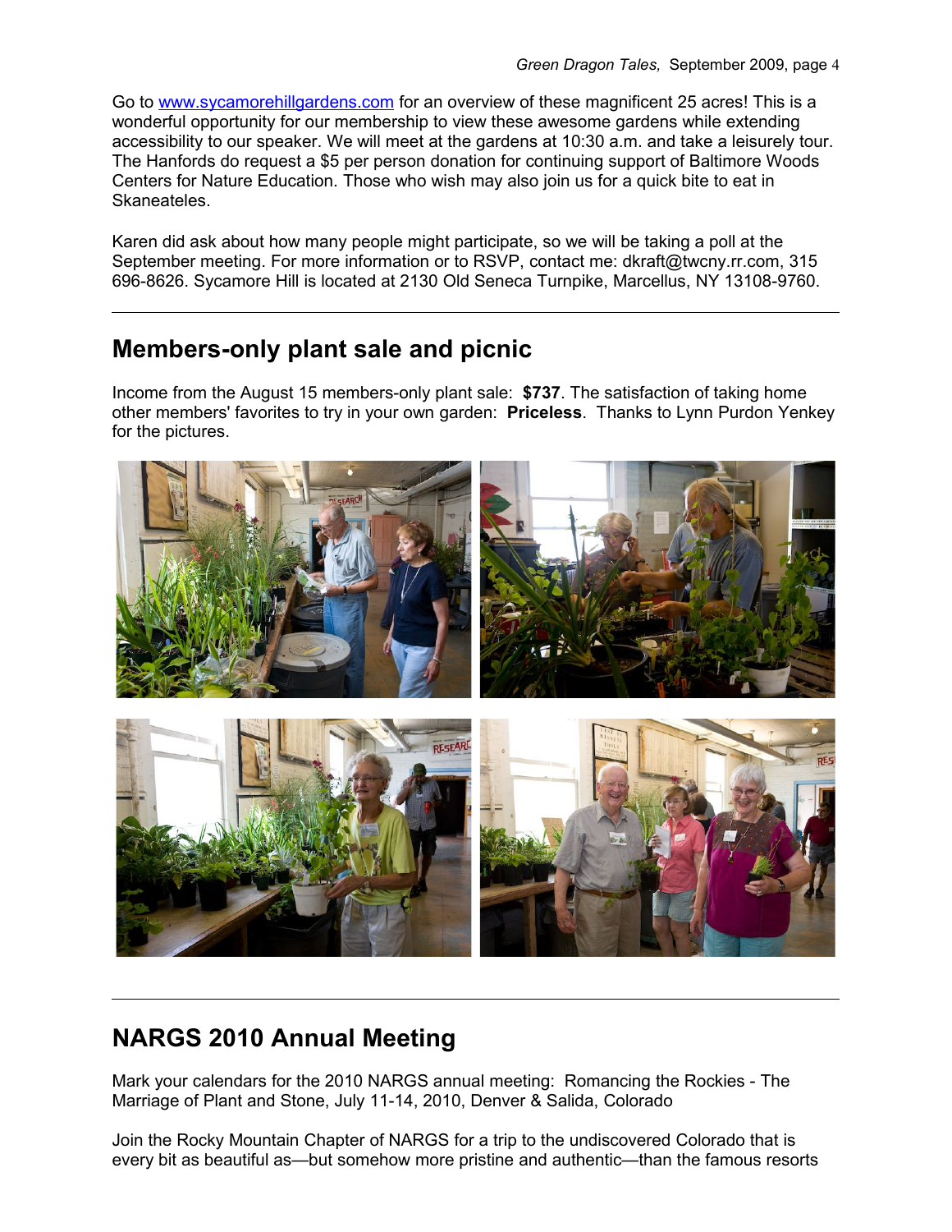Go to www.sycamorehillgardens.com for an overview of these magnificent 25 acres! This is a wonderful opportunity for our membership to view these awesome gardens while extending accessibility to our speaker. We will meet at the gardens at 10:30 a.m. and take a leisurely tour. The Hanfords do request a $5 per person donation for continuing support of Baltimore Woods Centers for Nature Education. Those who wish may also join us for a quick bite to eat in Skaneateles.

Karen did ask about how many people might participate, so we will be taking a poll at the September meeting. For more information or to RSVP, contact me: dkraft@twcny.rr.com, 315 696-8626. Sycamore Hill is located at 2130 Old Seneca Turnpike, Marcellus, NY 13108-9760.

---

## Members-only plant sale and picnic

Income from the August 15 members-only plant sale: **$737**. The satisfaction of taking home other members' favorites to try in your own garden: **Priceless**. Thanks to Lynn Purdon Yenkey for the pictures.

---

## NARGS 2010 Annual Meeting

Mark your calendars for the 2010 NARGS annual meeting: Romancing the Rockies - The Marriage of Plant and Stone, July 11-14, 2010, Denver & Salida, Colorado

Join the Rocky Mountain Chapter of NARGS for a trip to the undiscovered Colorado that is every bit as beautiful as—but somehow more pristine and authentic—than the famous resorts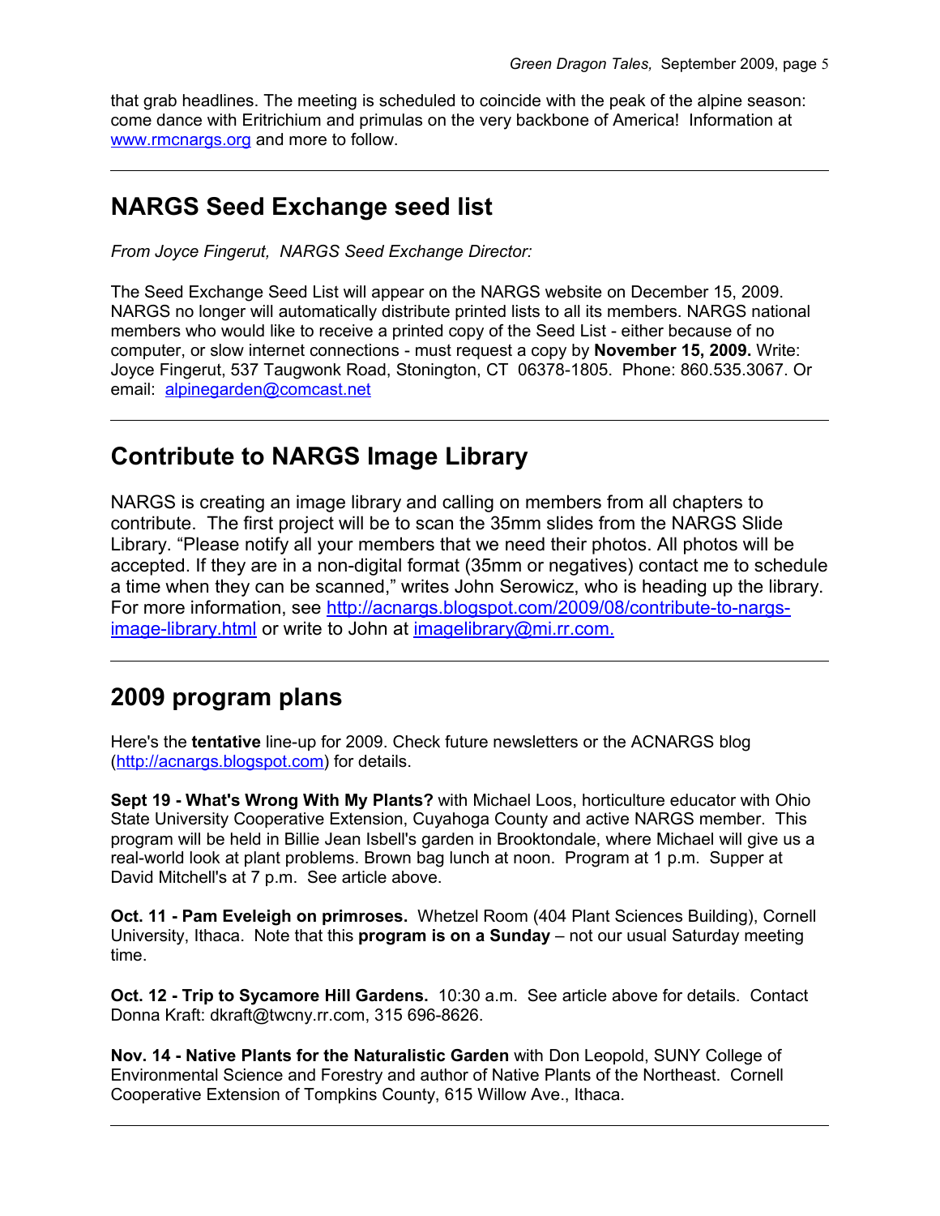that grab headlines. The meeting is scheduled to coincide with the peak of the alpine season: come dance with Eritrichium and primulas on the very backbone of America! Information at www.rmcnargs.org and more to follow.

---

## NARGS Seed Exchange seed list

*From Joyce Fingerut, NARGS Seed Exchange Director:*

The Seed Exchange Seed List will appear on the NARGS website on December 15, 2009. NARGS no longer will automatically distribute printed lists to all its members. NARGS national members who would like to receive a printed copy of the Seed List - either because of no computer, or slow internet connections - must request a copy by **November 15, 2009.** Write: Joyce Fingerut, 537 Taugwonk Road, Stonington, CT 06378-1805. Phone: 860.535.3067. Or email: alpinegarden@comcast.net

---

## Contribute to NARGS Image Library

NARGS is creating an image library and calling on members from all chapters to contribute. The first project will be to scan the 35mm slides from the NARGS Slide Library. “Please notify all your members that we need their photos. All photos will be accepted. If they are in a non-digital format (35mm or negatives) contact me to schedule a time when they can be scanned,” writes John Serowicz, who is heading up the library. For more information, see http://acnargs.blogspot.com/2009/08/contribute-to-nargs-image-library.html or write to John at imagelibrary@mi.rr.com.

---

## 2009 program plans

Here's the **tentative** line-up for 2009. Check future newsletters or the ACNARGS blog (http://acnargs.blogspot.com) for details.

**Sept 19 - What's Wrong With My Plants?** with Michael Loos, horticulture educator with Ohio State University Cooperative Extension, Cuyahoga County and active NARGS member. This program will be held in Billie Jean Isbell's garden in Brooktondale, where Michael will give us a real-world look at plant problems. Brown bag lunch at noon. Program at 1 p.m. Supper at David Mitchell's at 7 p.m. See article above.

**Oct. 11 - Pam Eveleigh on primroses.** Whetzel Room (404 Plant Sciences Building), Cornell University, Ithaca. Note that this **program is on a Sunday** – not our usual Saturday meeting time.

**Oct. 12 - Trip to Sycamore Hill Gardens.** 10:30 a.m. See article above for details. Contact Donna Kraft: dkraft@twcny.rr.com, 315 696-8626.

**Nov. 14 - Native Plants for the Naturalistic Garden** with Don Leopold, SUNY College of Environmental Science and Forestry and author of Native Plants of the Northeast. Cornell Cooperative Extension of Tompkins County, 615 Willow Ave., Ithaca.

---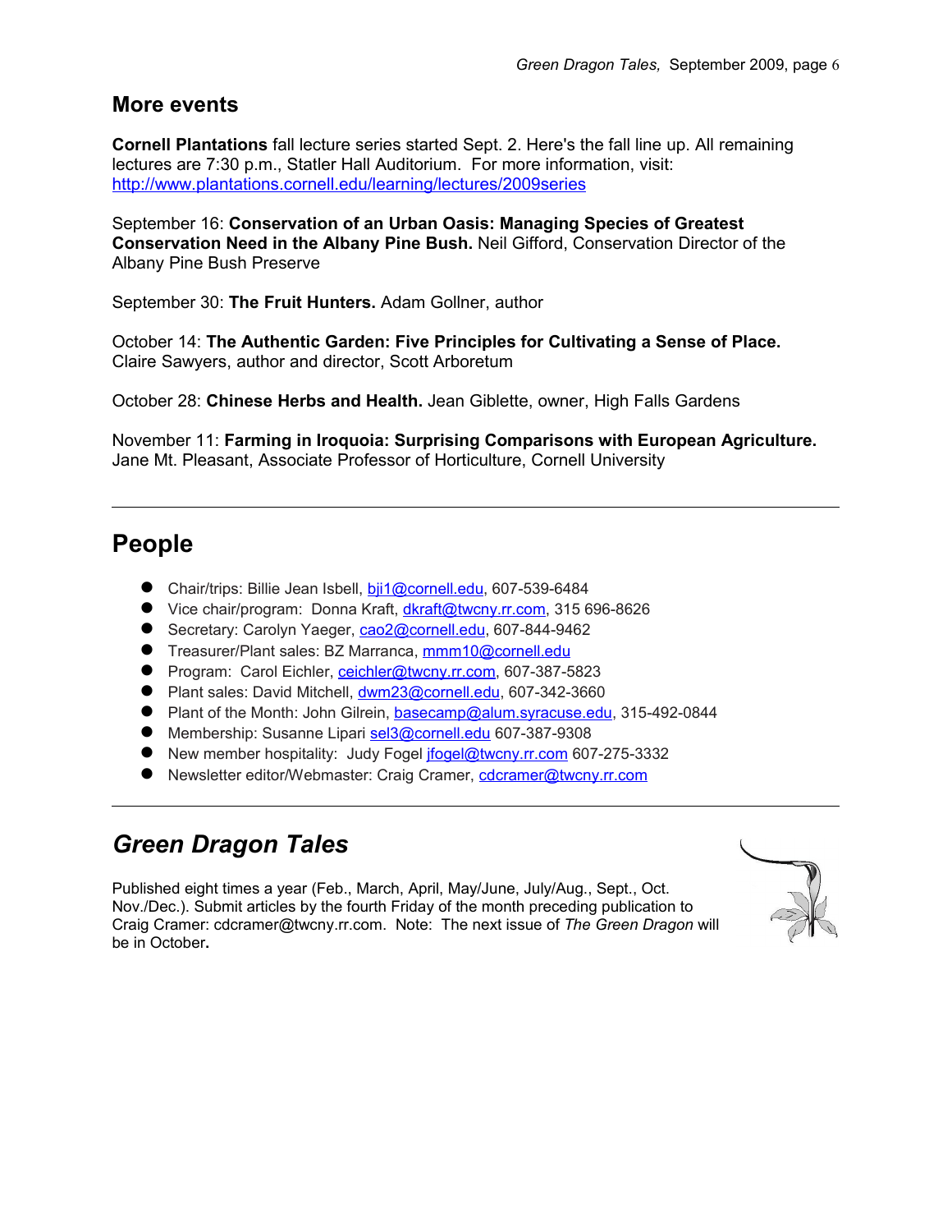## More events

**Cornell Plantations** fall lecture series started Sept. 2. Here's the fall line up. All remaining lectures are 7:30 p.m., Statler Hall Auditorium. For more information, visit: http://www.plantations.cornell.edu/learning/lectures/2009series

September 16: **Conservation of an Urban Oasis: Managing Species of Greatest Conservation Need in the Albany Pine Bush.** Neil Gifford, Conservation Director of the Albany Pine Bush Preserve

September 30: **The Fruit Hunters.** Adam Gollner, author

October 14: **The Authentic Garden: Five Principles for Cultivating a Sense of Place.** Claire Sawyers, author and director, Scott Arboretum

October 28: **Chinese Herbs and Health.** Jean Giblette, owner, High Falls Gardens

November 11: **Farming in Iroquoia: Surprising Comparisons with European Agriculture.** Jane Mt. Pleasant, Associate Professor of Horticulture, Cornell University

---

## People

- Chair/trips: Billie Jean Isbell, bji1@cornell.edu, 607-539-6484
- Vice chair/program: Donna Kraft, dkraft@twcny.rr.com, 315 696-8626
- Secretary: Carolyn Yaeger, cao2@cornell.edu, 607-844-9462
- Treasurer/Plant sales: BZ Marranca, mmm10@cornell.edu
- Program: Carol Eichler, ceichler@twcny.rr.com, 607-387-5823
- Plant sales: David Mitchell, dwm23@cornell.edu, 607-342-3660
- Plant of the Month: John Gilrein, basecamp@alum.syracuse.edu, 315-492-0844
- Membership: Susanne Lipari sel3@cornell.edu 607-387-9308
- New member hospitality: Judy Fogel jfogel@twcny.rr.com 607-275-3332
- Newsletter editor/Webmaster: Craig Cramer, cdcramer@twcny.rr.com

---

## *Green Dragon Tales*

Published eight times a year (Feb., March, April, May/June, July/Aug., Sept., Oct. Nov./Dec.). Submit articles by the fourth Friday of the month preceding publication to Craig Cramer: cdcramer@twcny.rr.com. Note: The next issue of *The Green Dragon* will be in October**.**